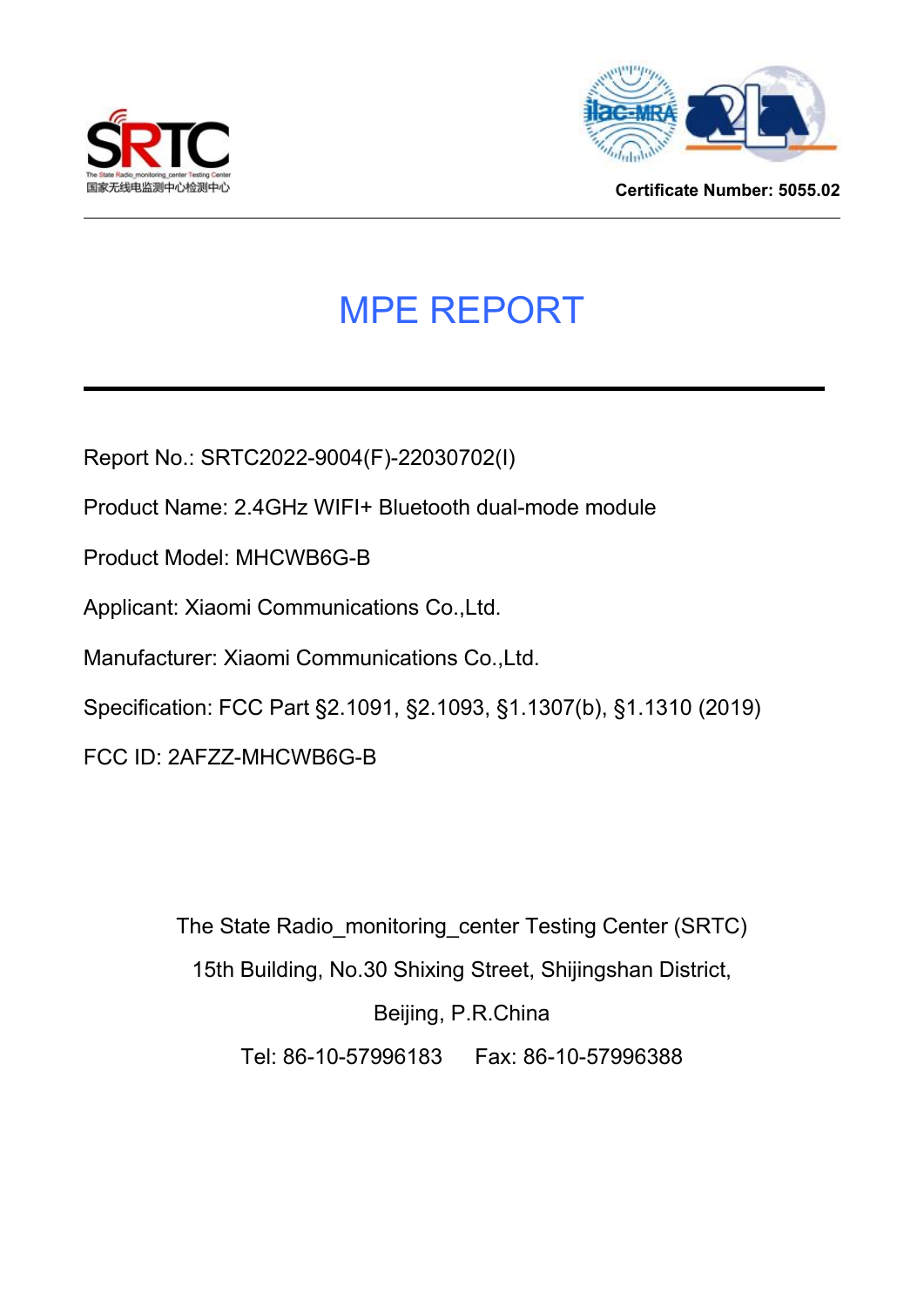SRTC

The State Radio_monitoring_center Testing Center

国家无线电监测中心检测中心

Certificate Number: 5055.02

# MPE REPORT

Report No.: SRTC2022-9004(F)-22030702(I)

Product Name: 2.4GHz WIFI+ Bluetooth dual-mode module

Product Model: MHCWB6G-B

Applicant: Xiaomi Communications Co.,Ltd.

Manufacturer: Xiaomi Communications Co.,Ltd.

Specification: FCC Part §2.1091, §2.1093, §1.1307(b), §1.1310 (2019)

FCC ID: 2AFZZ-MHCWB6G-B

The State Radio_monitoring_center Testing Center (SRTC)

15th Building, No.30 Shixing Street, Shijingshan District,

Beijing, P.R.China

Tel: 86-10-57996183 Fax: 86-10-57996388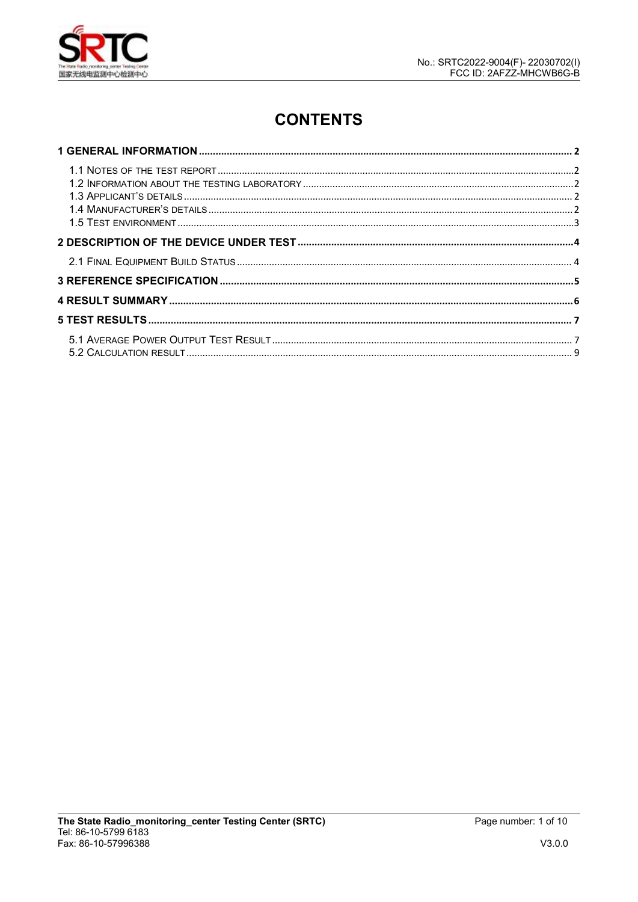# CONTENTS

**1 GENERAL INFORMATION .................................................................................................................................. 2**

1.1 NOTES OF THE TEST REPORT ........................................................................................................................ 2
1.2 INFORMATION ABOUT THE TESTING LABORATORY ........................................................................................ 2
1.3 APPLICANT'S DETAILS ..................................................................................................................................... 2
1.4 MANUFACTURER'S DETAILS ............................................................................................................................ 2
1.5 TEST ENVIRONMENT ........................................................................................................................................ 3

**2 DESCRIPTION OF THE DEVICE UNDER TEST ........................................................................................ 4**

2.1 FINAL EQUIPMENT BUILD STATUS ................................................................................................................. 4

**3 REFERENCE SPECIFICATION ...................................................................................................................... 5**

**4 RESULT SUMMARY ......................................................................................................................................... 6**

**5 TEST RESULTS ................................................................................................................................................. 7**

5.1 AVERAGE POWER OUTPUT TEST RESULT ..................................................................................................... 7
5.2 CALCULATION RESULT ................................................................................................................................... 9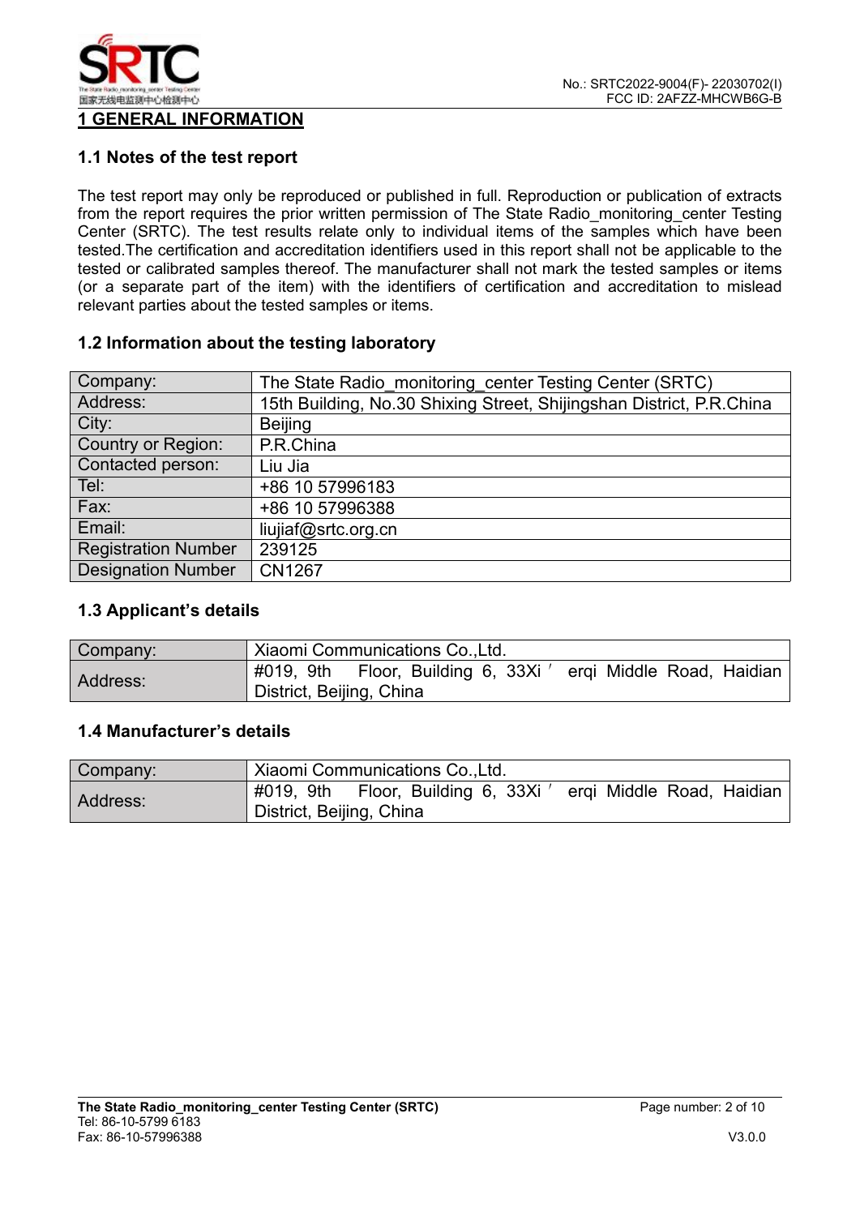# 1 GENERAL INFORMATION

## 1.1 Notes of the test report

The test report may only be reproduced or published in full. Reproduction or publication of extracts from the report requires the prior written permission of The State Radio_monitoring_center Testing Center (SRTC). The test results relate only to individual items of the samples which have been tested.The certification and accreditation identifiers used in this report shall not be applicable to the tested or calibrated samples thereof. The manufacturer shall not mark the tested samples or items (or a separate part of the item) with the identifiers of certification and accreditation to mislead relevant parties about the tested samples or items.

## 1.2 Information about the testing laboratory

| Company: | The State Radio_monitoring_center Testing Center (SRTC) |
|---|---|
| Address: | 15th Building, No.30 Shixing Street, Shijingshan District, P.R.China |
| City: | Beijing |
| Country or Region: | P.R.China |
| Contacted person: | Liu Jia |
| Tel: | +86 10 57996183 |
| Fax: | +86 10 57996388 |
| Email: | liujiaf@srtc.org.cn |
| Registration Number | 239125 |
| Designation Number | CN1267 |

## 1.3 Applicant's details

| Company: | Xiaomi Communications Co.,Ltd. |
|---|---|
| Address: | #019, 9th Floor, Building 6, 33Xi' erqi Middle Road, Haidian District, Beijing, China |

## 1.4 Manufacturer's details

| Company: | Xiaomi Communications Co.,Ltd. |
|---|---|
| Address: | #019, 9th Floor, Building 6, 33Xi' erqi Middle Road, Haidian District, Beijing, China |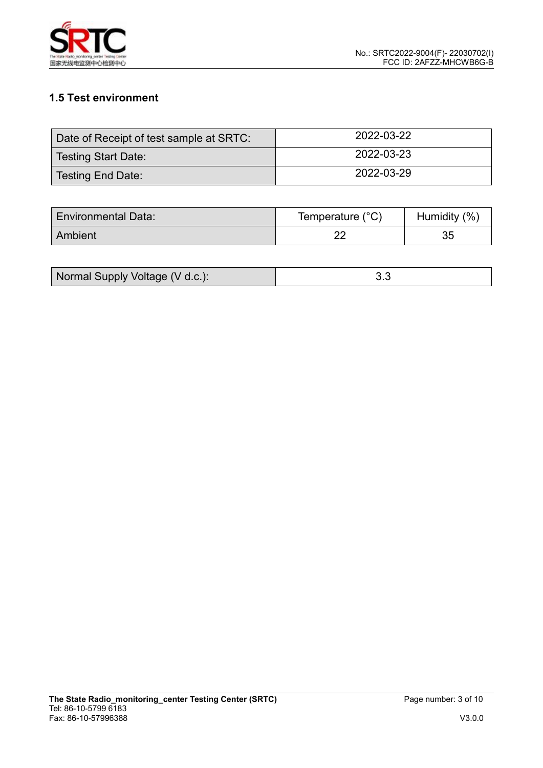### 1.5 Test environment

| Date of Receipt of test sample at SRTC: | 2022-03-22 |
|---|---|
| Testing Start Date: | 2022-03-23 |
| Testing End Date: | 2022-03-29 |

| Environmental Data: | Temperature (°C) | Humidity (%) |
|---|---|---|
| Ambient | 22 | 35 |

| Normal Supply Voltage (V d.c.): | 3.3 |
|---|---|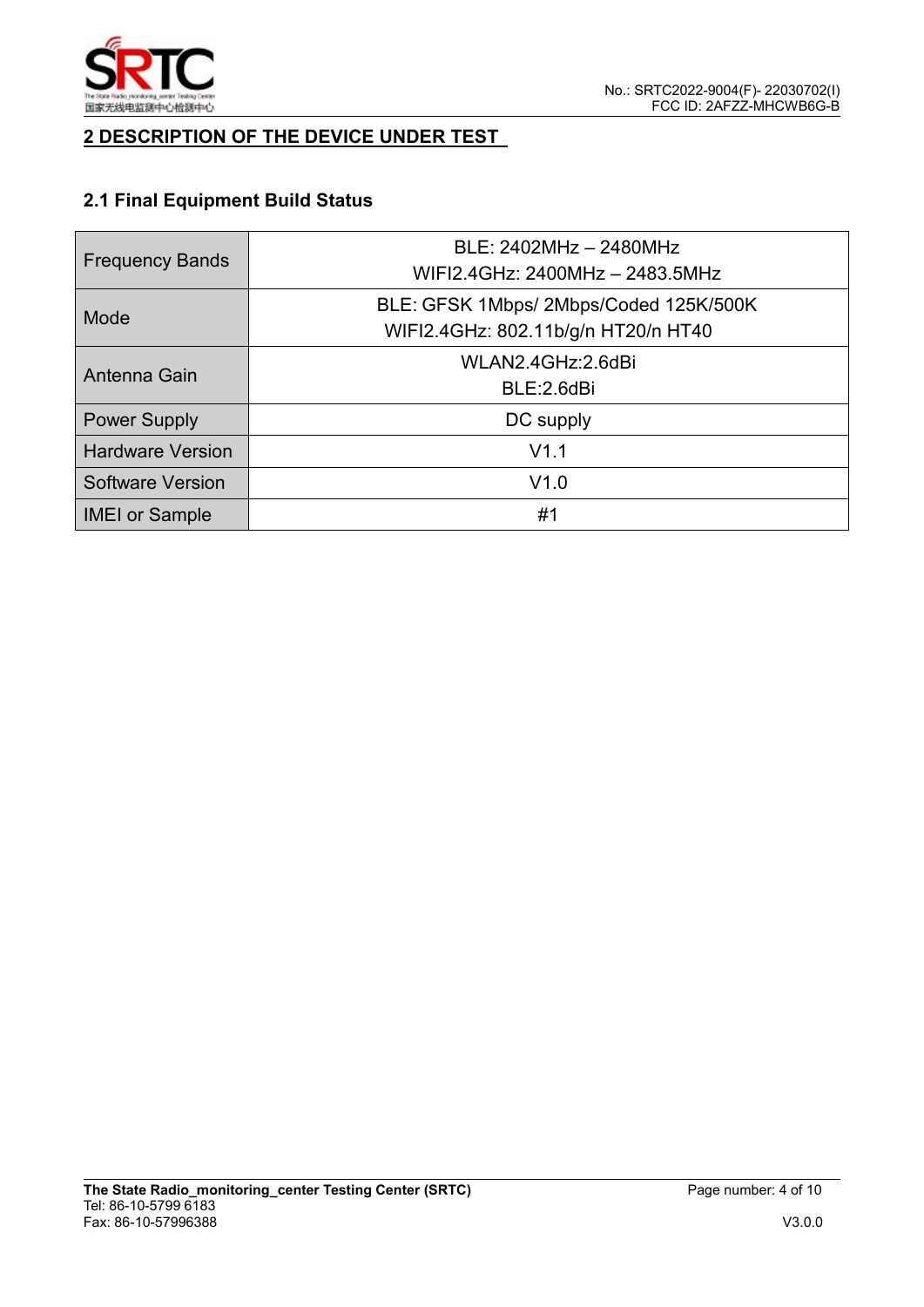## 2 DESCRIPTION OF THE DEVICE UNDER TEST

### 2.1 Final Equipment Build Status

| | |
|---|---|
| Frequency Bands | BLE: 2402MHz – 2480MHz<br>WIFI2.4GHz: 2400MHz – 2483.5MHz |
| Mode | BLE: GFSK 1Mbps/ 2Mbps/Coded 125K/500K<br>WIFI2.4GHz: 802.11b/g/n HT20/n HT40 |
| Antenna Gain | WLAN2.4GHz:2.6dBi<br>BLE:2.6dBi |
| Power Supply | DC supply |
| Hardware Version | V1.1 |
| Software Version | V1.0 |
| IMEI or Sample | #1 |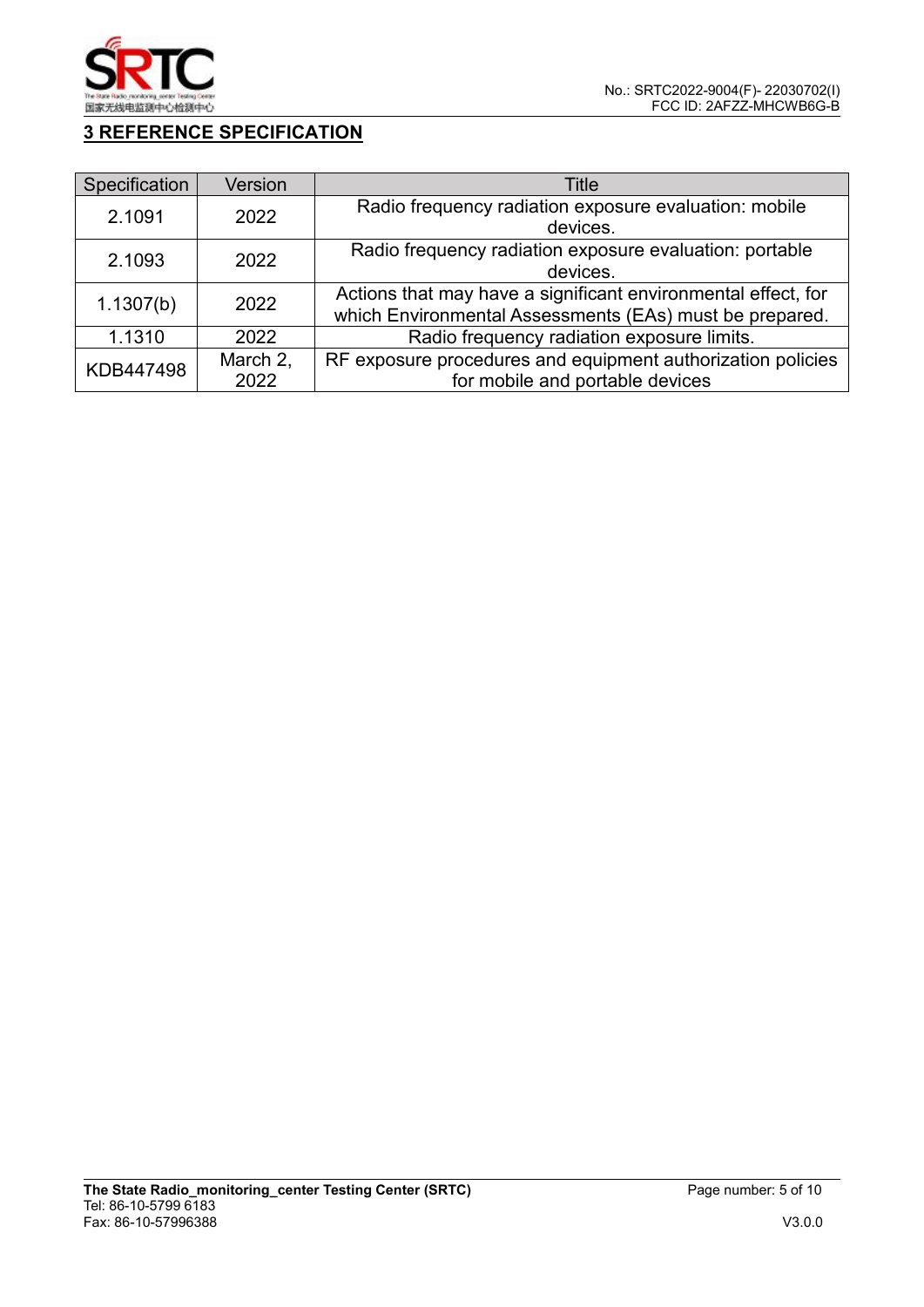## 3 REFERENCE SPECIFICATION

| Specification | Version | Title |
|---|---|---|
| 2.1091 | 2022 | Radio frequency radiation exposure evaluation: mobile devices. |
| 2.1093 | 2022 | Radio frequency radiation exposure evaluation: portable devices. |
| 1.1307(b) | 2022 | Actions that may have a significant environmental effect, for which Environmental Assessments (EAs) must be prepared. |
| 1.1310 | 2022 | Radio frequency radiation exposure limits. |
| KDB447498 | March 2, 2022 | RF exposure procedures and equipment authorization policies for mobile and portable devices |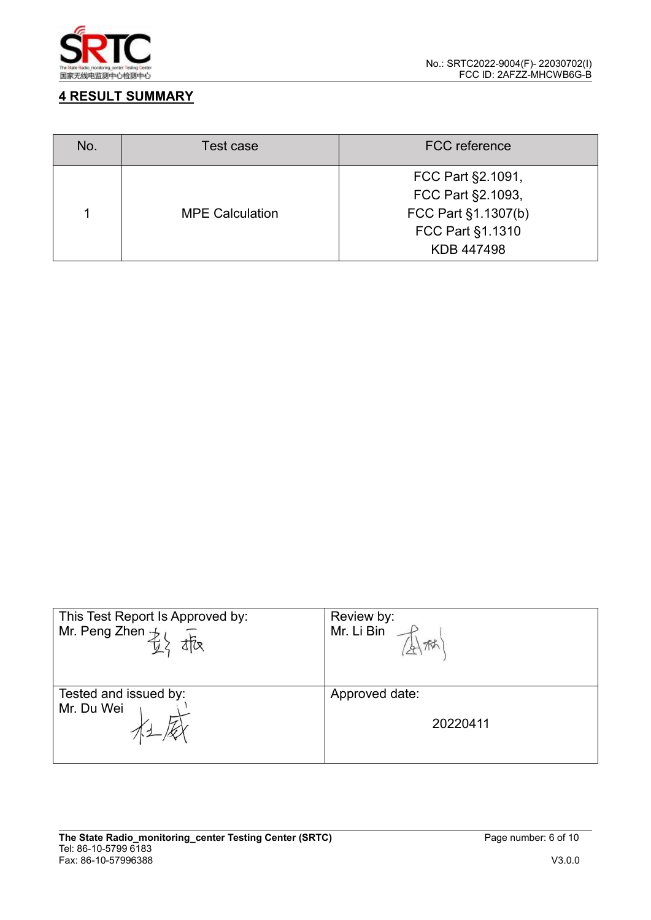## 4 RESULT SUMMARY

| No. | Test case | FCC reference |
| --- | --- | --- |
| 1 | MPE Calculation | FCC Part §2.1091,<br>FCC Part §2.1093,<br>FCC Part §1.1307(b)<br>FCC Part §1.1310<br>KDB 447498 |

| | |
| --- | --- |
| This Test Report Is Approved by:<br>Mr. Peng Zhen | Review by:<br>Mr. Li Bin |
| Tested and issued by:<br>Mr. Du Wei | Approved date:<br>20220411 |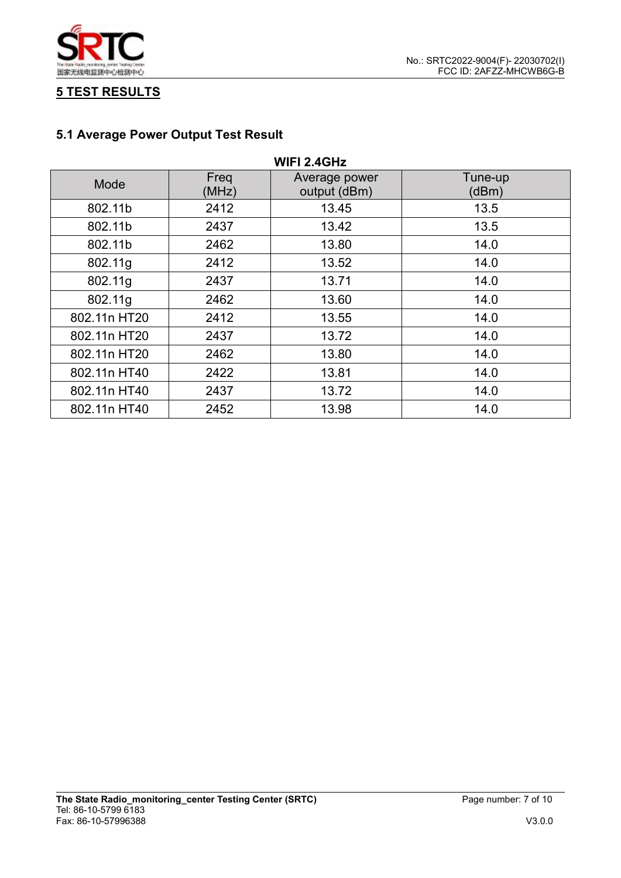## 5 TEST RESULTS

### 5.1 Average Power Output Test Result

**WIFI 2.4GHz**

| Mode | Freq (MHz) | Average power output (dBm) | Tune-up (dBm) |
|---|---|---|---|
| 802.11b | 2412 | 13.45 | 13.5 |
| 802.11b | 2437 | 13.42 | 13.5 |
| 802.11b | 2462 | 13.80 | 14.0 |
| 802.11g | 2412 | 13.52 | 14.0 |
| 802.11g | 2437 | 13.71 | 14.0 |
| 802.11g | 2462 | 13.60 | 14.0 |
| 802.11n HT20 | 2412 | 13.55 | 14.0 |
| 802.11n HT20 | 2437 | 13.72 | 14.0 |
| 802.11n HT20 | 2462 | 13.80 | 14.0 |
| 802.11n HT40 | 2422 | 13.81 | 14.0 |
| 802.11n HT40 | 2437 | 13.72 | 14.0 |
| 802.11n HT40 | 2452 | 13.98 | 14.0 |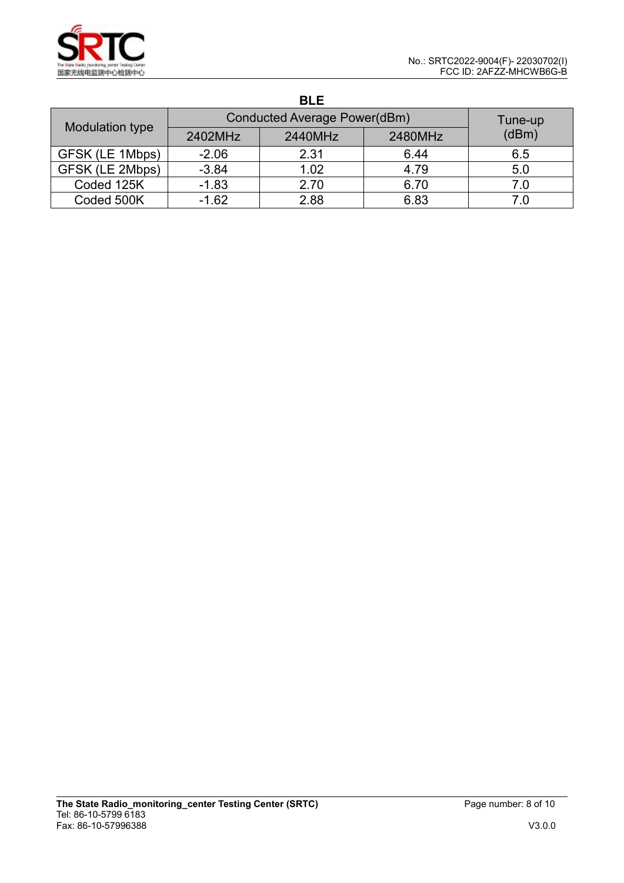**BLE**

| Modulation type | Conducted Average Power(dBm) | | | Tune-up (dBm) |
|---|---|---|---|---|
| | 2402MHz | 2440MHz | 2480MHz | |
| GFSK (LE 1Mbps) | -2.06 | 2.31 | 6.44 | 6.5 |
| GFSK (LE 2Mbps) | -3.84 | 1.02 | 4.79 | 5.0 |
| Coded 125K | -1.83 | 2.70 | 6.70 | 7.0 |
| Coded 500K | -1.62 | 2.88 | 6.83 | 7.0 |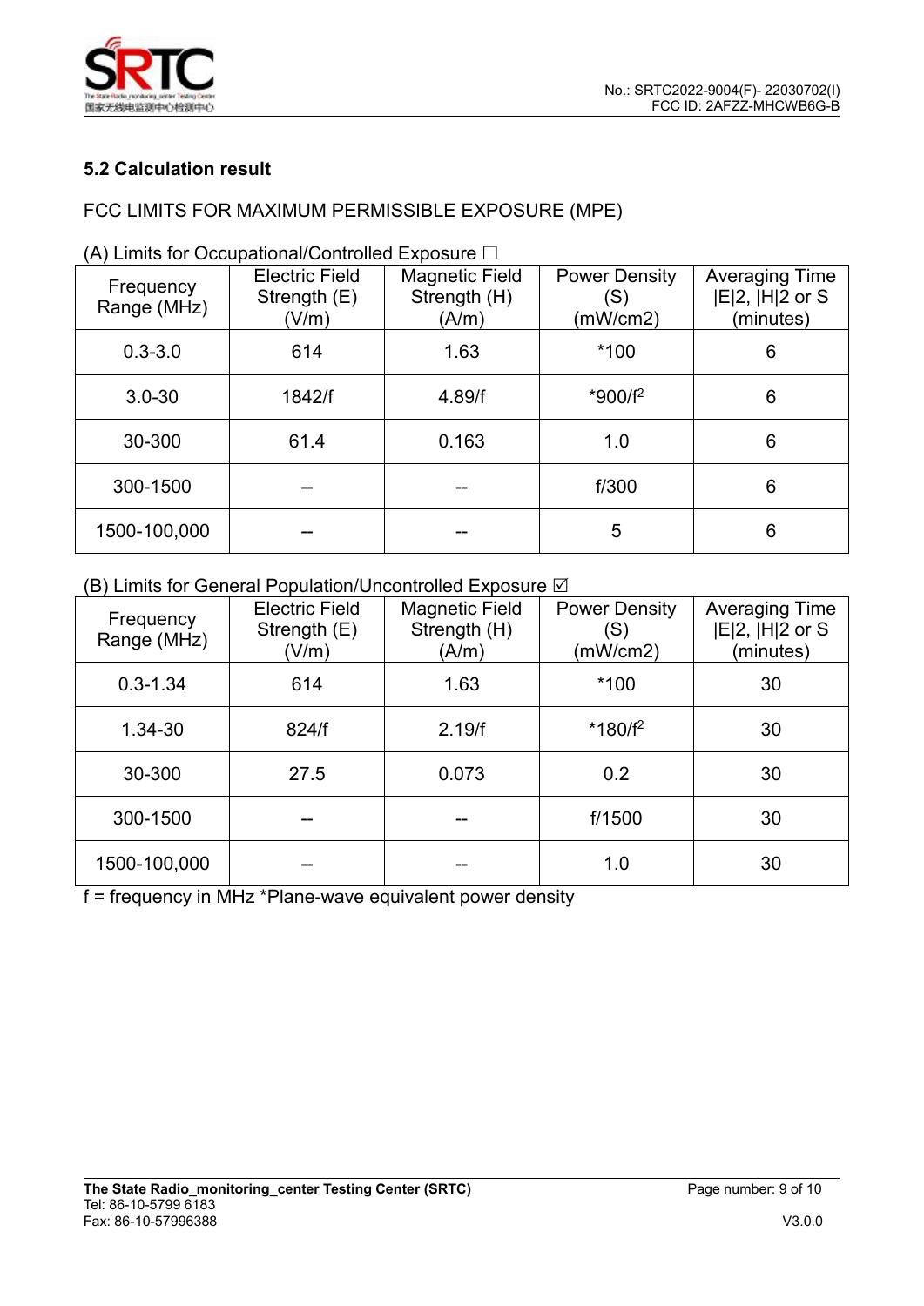## 5.2 Calculation result

FCC LIMITS FOR MAXIMUM PERMISSIBLE EXPOSURE (MPE)

(A) Limits for Occupational/Controlled Exposure ☐

| Frequency Range (MHz) | Electric Field Strength (E) (V/m) | Magnetic Field Strength (H) (A/m) | Power Density (S) (mW/cm2) | Averaging Time \|E\|2, \|H\|2 or S (minutes) |
|---|---|---|---|---|
| 0.3-3.0 | 614 | 1.63 | *100 | 6 |
| 3.0-30 | 1842/f | 4.89/f | *900/$f^2$ | 6 |
| 30-300 | 61.4 | 0.163 | 1.0 | 6 |
| 300-1500 | -- | -- | f/300 | 6 |
| 1500-100,000 | -- | -- | 5 | 6 |

(B) Limits for General Population/Uncontrolled Exposure ☑

| Frequency Range (MHz) | Electric Field Strength (E) (V/m) | Magnetic Field Strength (H) (A/m) | Power Density (S) (mW/cm2) | Averaging Time \|E\|2, \|H\|2 or S (minutes) |
|---|---|---|---|---|
| 0.3-1.34 | 614 | 1.63 | *100 | 30 |
| 1.34-30 | 824/f | 2.19/f | *180/$f^2$ | 30 |
| 30-300 | 27.5 | 0.073 | 0.2 | 30 |
| 300-1500 | -- | -- | f/1500 | 30 |
| 1500-100,000 | -- | -- | 1.0 | 30 |

f = frequency in MHz *Plane-wave equivalent power density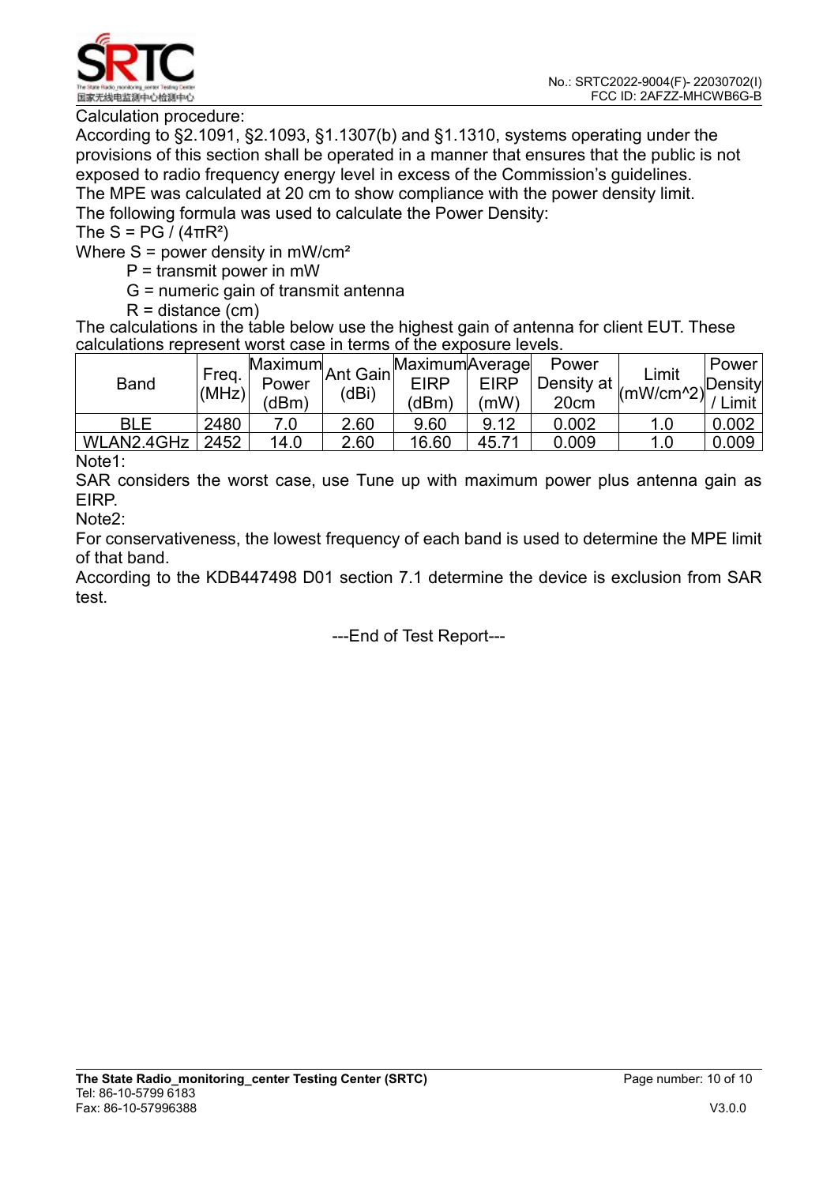Calculation procedure:

According to §2.1091, §2.1093, §1.1307(b) and §1.1310, systems operating under the provisions of this section shall be operated in a manner that ensures that the public is not exposed to radio frequency energy level in excess of the Commission's guidelines.

The MPE was calculated at 20 cm to show compliance with the power density limit.

The following formula was used to calculate the Power Density:

The $S = PG / (4\pi R^2)$

Where S = power density in mW/cm²

P = transmit power in mW

G = numeric gain of transmit antenna

R = distance (cm)

The calculations in the table below use the highest gain of antenna for client EUT. These calculations represent worst case in terms of the exposure levels.

| Band | Freq. (MHz) | Maximum Power (dBm) | Ant Gain (dBi) | Maximum EIRP (dBm) | Average EIRP (mW) | Power Density at 20cm | Limit (mW/cm^2) | Power Density / Limit |
|---|---|---|---|---|---|---|---|---|
| BLE | 2480 | 7.0 | 2.60 | 9.60 | 9.12 | 0.002 | 1.0 | 0.002 |
| WLAN2.4GHz | 2452 | 14.0 | 2.60 | 16.60 | 45.71 | 0.009 | 1.0 | 0.009 |

Note1:

SAR considers the worst case, use Tune up with maximum power plus antenna gain as EIRP.

Note2:

For conservativeness, the lowest frequency of each band is used to determine the MPE limit of that band.

According to the KDB447498 D01 section 7.1 determine the device is exclusion from SAR test.

---End of Test Report---